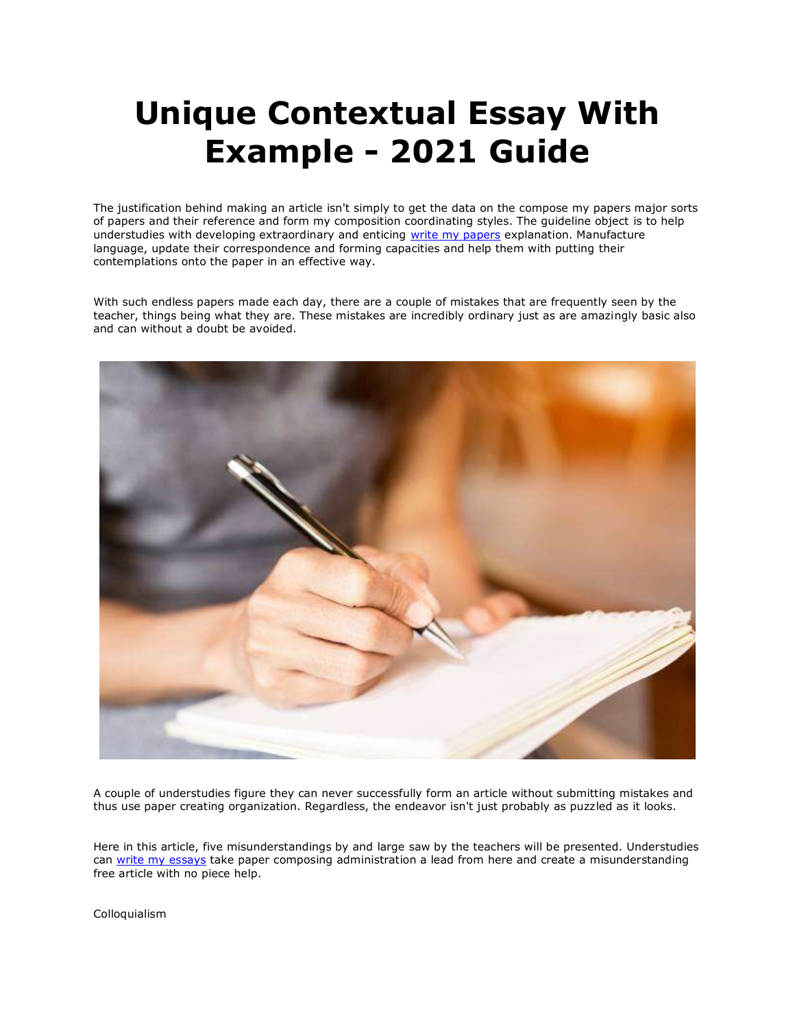# Unique Contextual Essay With Example - 2021 Guide

The justification behind making an article isn't simply to get the data on the compose my papers major sorts of papers and their reference and form my composition coordinating styles. The guideline object is to help understudies with developing extraordinary and enticing [write my papers](write my papers) explanation. Manufacture language, update their correspondence and forming capacities and help them with putting their contemplations onto the paper in an effective way.

With such endless papers made each day, there are a couple of mistakes that are frequently seen by the teacher, things being what they are. These mistakes are incredibly ordinary just as are amazingly basic also and can without a doubt be avoided.

A couple of understudies figure they can never successfully form an article without submitting mistakes and thus use paper creating organization. Regardless, the endeavor isn't just probably as puzzled as it looks.

Here in this article, five misunderstandings by and large saw by the teachers will be presented. Understudies can [write my essays](write my essays) take paper composing administration a lead from here and create a misunderstanding free article with no piece help.

Colloquialism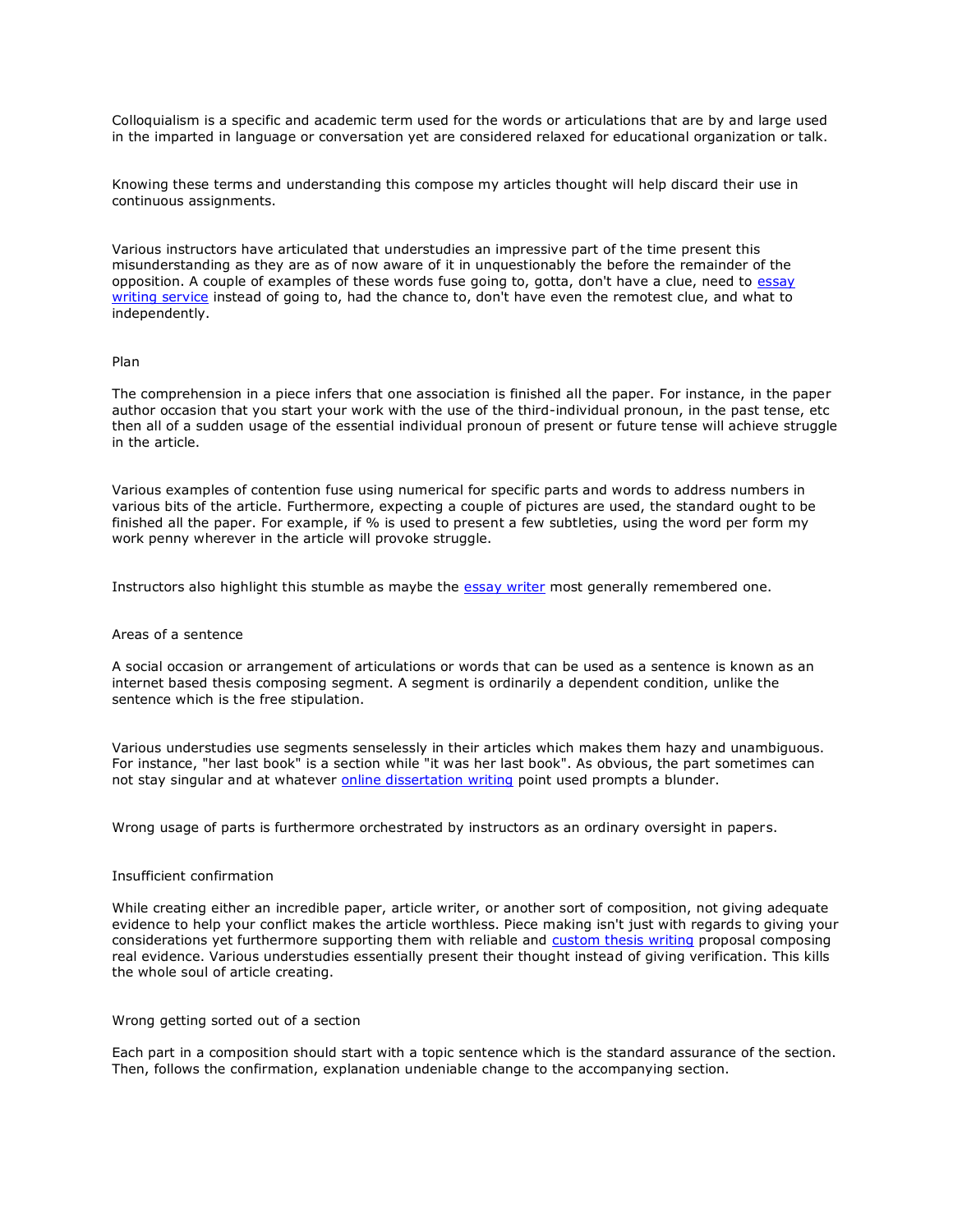Colloquialism is a specific and academic term used for the words or articulations that are by and large used in the imparted in language or conversation yet are considered relaxed for educational organization or talk.

Knowing these terms and understanding this compose my articles thought will help discard their use in continuous assignments.

Various instructors have articulated that understudies an impressive part of the time present this misunderstanding as they are as of now aware of it in unquestionably the before the remainder of the opposition. A couple of examples of these words fuse going to, gotta, don't have a clue, need to [essay writing service](#) instead of going to, had the chance to, don't have even the remotest clue, and what to independently.

## Plan

The comprehension in a piece infers that one association is finished all the paper. For instance, in the paper author occasion that you start your work with the use of the third-individual pronoun, in the past tense, etc then all of a sudden usage of the essential individual pronoun of present or future tense will achieve struggle in the article.

Various examples of contention fuse using numerical for specific parts and words to address numbers in various bits of the article. Furthermore, expecting a couple of pictures are used, the standard ought to be finished all the paper. For example, if % is used to present a few subtleties, using the word per form my work penny wherever in the article will provoke struggle.

Instructors also highlight this stumble as maybe the [essay writer](#) most generally remembered one.

## Areas of a sentence

A social occasion or arrangement of articulations or words that can be used as a sentence is known as an internet based thesis composing segment. A segment is ordinarily a dependent condition, unlike the sentence which is the free stipulation.

Various understudies use segments senselessly in their articles which makes them hazy and unambiguous. For instance, "her last book" is a section while "it was her last book". As obvious, the part sometimes can not stay singular and at whatever [online dissertation writing](#) point used prompts a blunder.

Wrong usage of parts is furthermore orchestrated by instructors as an ordinary oversight in papers.

## Insufficient confirmation

While creating either an incredible paper, article writer, or another sort of composition, not giving adequate evidence to help your conflict makes the article worthless. Piece making isn't just with regards to giving your considerations yet furthermore supporting them with reliable and [custom thesis writing](#) proposal composing real evidence. Various understudies essentially present their thought instead of giving verification. This kills the whole soul of article creating.

## Wrong getting sorted out of a section

Each part in a composition should start with a topic sentence which is the standard assurance of the section. Then, follows the confirmation, explanation undeniable change to the accompanying section.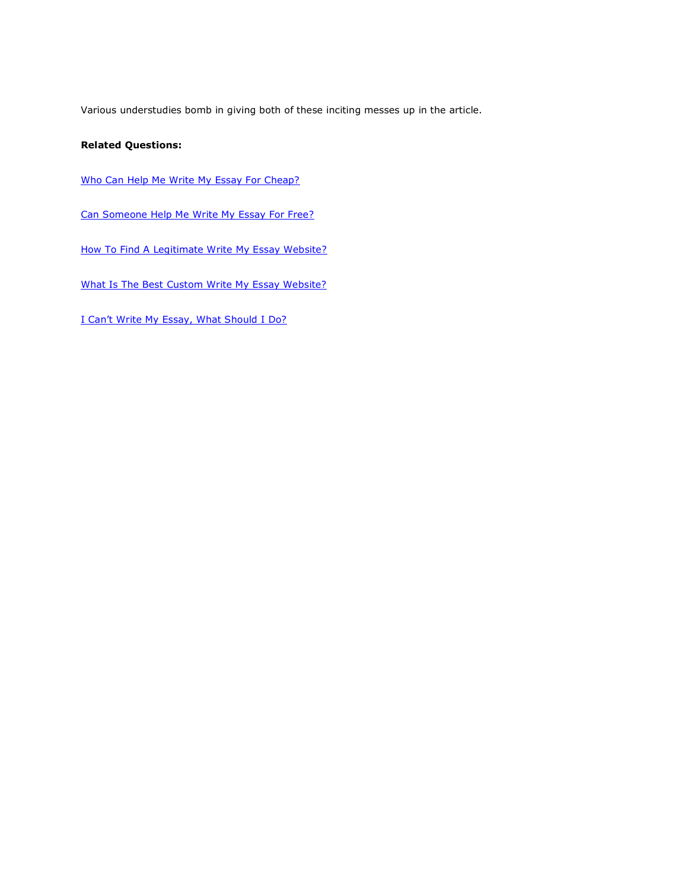Various understudies bomb in giving both of these inciting messes up in the article.

**Related Questions:**

[Who Can Help Me Write My Essay For Cheap?]

[Can Someone Help Me Write My Essay For Free?]

[How To Find A Legitimate Write My Essay Website?]

[What Is The Best Custom Write My Essay Website?]

[I Can't Write My Essay, What Should I Do?]